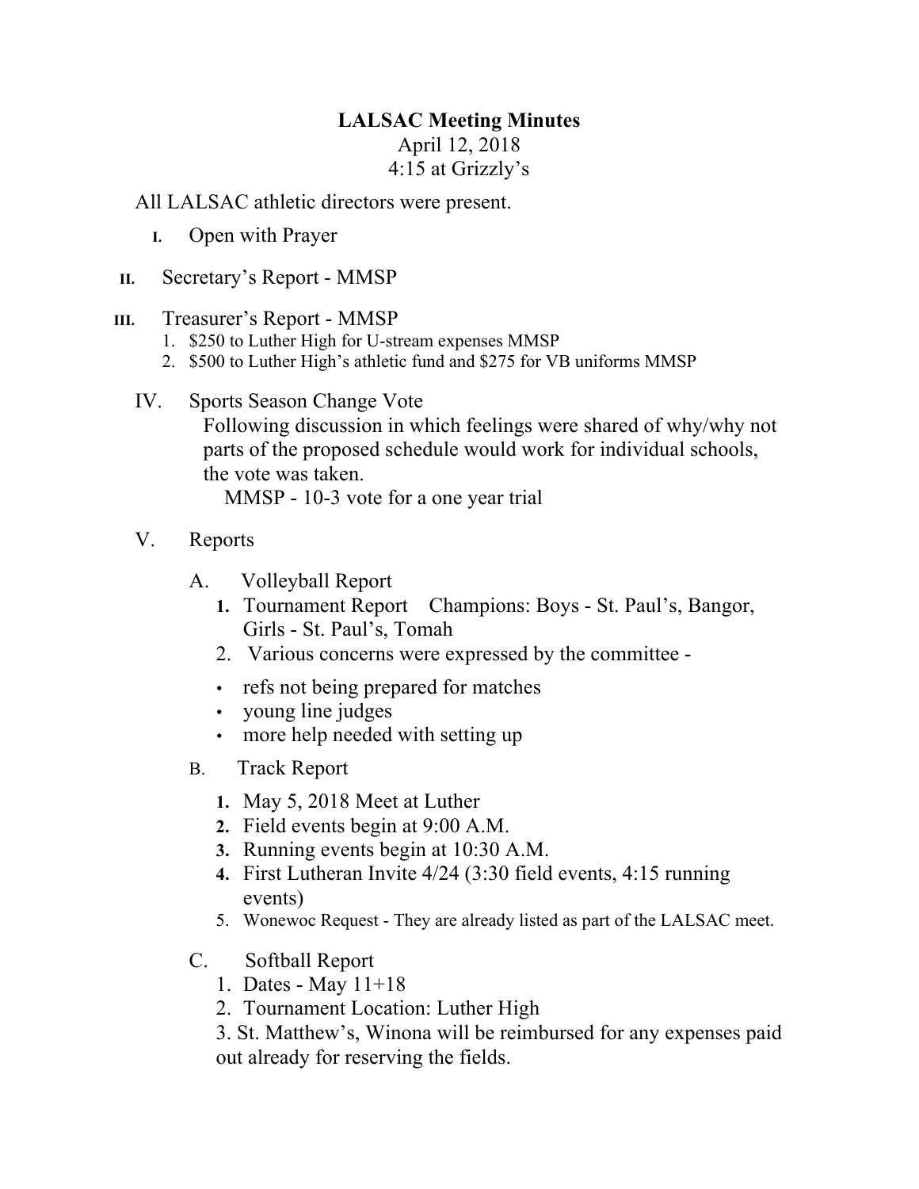# LALSAC Meeting Minutes

April 12, 2018
4:15 at Grizzly's

All LALSAC athletic directors were present.

I. Open with Prayer

II. Secretary's Report - MMSP

III. Treasurer's Report - MMSP
   1. $250 to Luther High for U-stream expenses MMSP
   2. $500 to Luther High's athletic fund and $275 for VB uniforms MMSP

IV. Sports Season Change Vote

   Following discussion in which feelings were shared of why/why not parts of the proposed schedule would work for individual schools, the vote was taken.

   MMSP - 10-3 vote for a one year trial

V. Reports

   A. Volleyball Report
      1. Tournament Report  Champions: Boys - St. Paul's, Bangor, Girls - St. Paul's, Tomah
      2. Various concerns were expressed by the committee -
         - refs not being prepared for matches
         - young line judges
         - more help needed with setting up

   B. Track Report
      1. May 5, 2018 Meet at Luther
      2. Field events begin at 9:00 A.M.
      3. Running events begin at 10:30 A.M.
      4. First Lutheran Invite 4/24 (3:30 field events, 4:15 running events)
      5. Wonewoc Request - They are already listed as part of the LALSAC meet.

   C. Softball Report
      1. Dates - May 11+18
      2. Tournament Location: Luther High
      3. St. Matthew's, Winona will be reimbursed for any expenses paid out already for reserving the fields.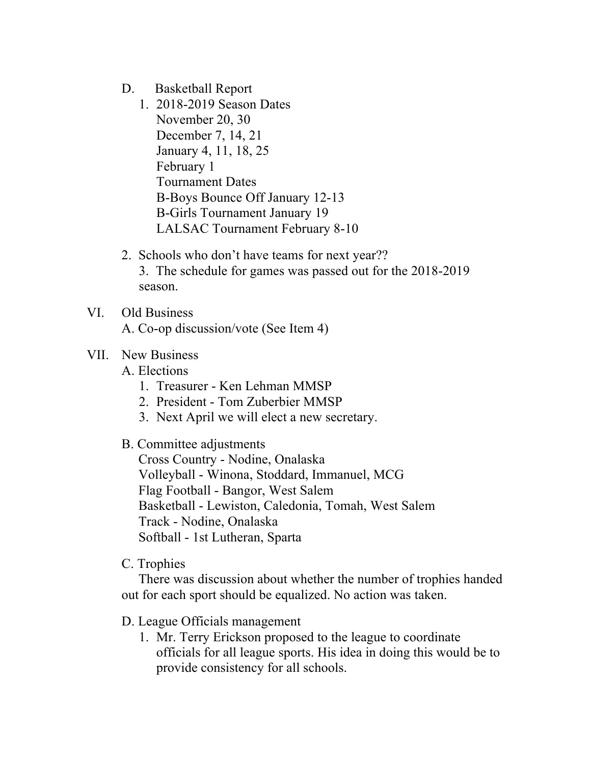D. Basketball Report

1. 2018-2019 Season Dates
   November 20, 30
   December 7, 14, 21
   January 4, 11, 18, 25
   February 1
   Tournament Dates
   B-Boys Bounce Off January 12-13
   B-Girls Tournament January 19
   LALSAC Tournament February 8-10

2. Schools who don't have teams for next year??
3. The schedule for games was passed out for the 2018-2019 season.

VI. Old Business

A. Co-op discussion/vote (See Item 4)

VII. New Business

A. Elections

1. Treasurer - Ken Lehman MMSP
2. President - Tom Zuberbier MMSP
3. Next April we will elect a new secretary.

B. Committee adjustments

Cross Country - Nodine, Onalaska
Volleyball - Winona, Stoddard, Immanuel, MCG
Flag Football - Bangor, West Salem
Basketball - Lewiston, Caledonia, Tomah, West Salem
Track - Nodine, Onalaska
Softball - 1st Lutheran, Sparta

C. Trophies

There was discussion about whether the number of trophies handed out for each sport should be equalized. No action was taken.

D. League Officials management

1. Mr. Terry Erickson proposed to the league to coordinate officials for all league sports. His idea in doing this would be to provide consistency for all schools.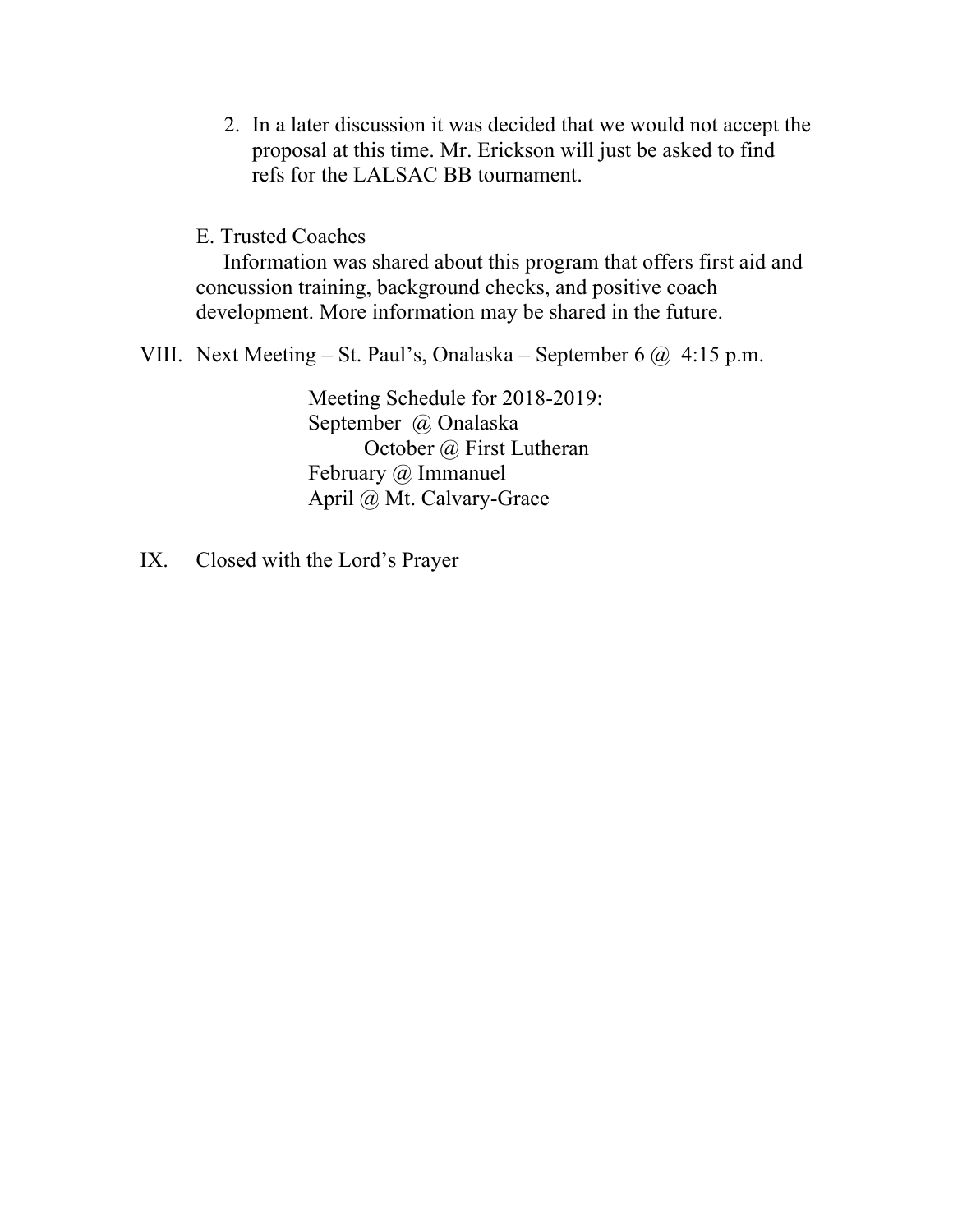2. In a later discussion it was decided that we would not accept the proposal at this time. Mr. Erickson will just be asked to find refs for the LALSAC BB tournament.

E. Trusted Coaches

Information was shared about this program that offers first aid and concussion training, background checks, and positive coach development. More information may be shared in the future.

VIII. Next Meeting – St. Paul's, Onalaska – September 6 @ 4:15 p.m.

Meeting Schedule for 2018-2019:
September @ Onalaska
October @ First Lutheran
February @ Immanuel
April @ Mt. Calvary-Grace

IX. Closed with the Lord's Prayer